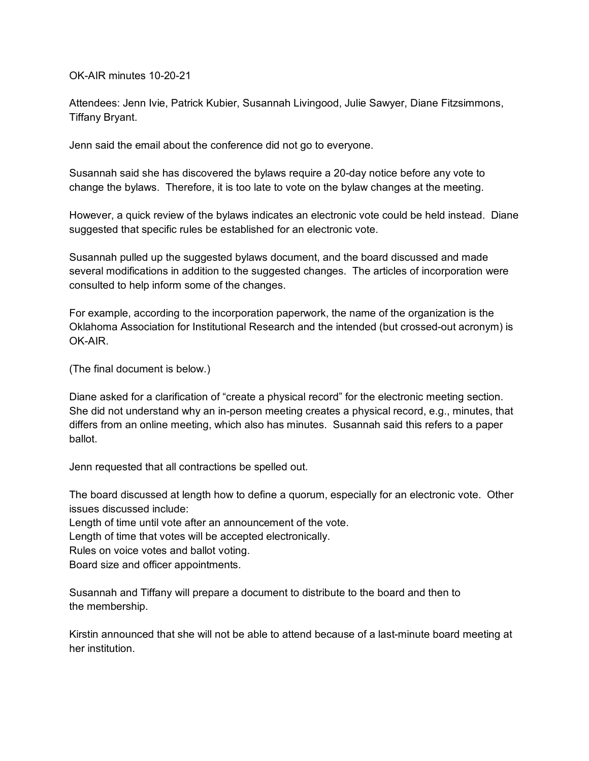OK-AIR minutes 10-20-21

Attendees: Jenn Ivie, Patrick Kubier, Susannah Livingood, Julie Sawyer, Diane Fitzsimmons, Tiffany Bryant.

Jenn said the email about the conference did not go to everyone.

Susannah said she has discovered the bylaws require a 20-day notice before any vote to change the bylaws. Therefore, it is too late to vote on the bylaw changes at the meeting.

However, a quick review of the bylaws indicates an electronic vote could be held instead. Diane suggested that specific rules be established for an electronic vote.

Susannah pulled up the suggested bylaws document, and the board discussed and made several modifications in addition to the suggested changes. The articles of incorporation were consulted to help inform some of the changes.

For example, according to the incorporation paperwork, the name of the organization is the Oklahoma Association for Institutional Research and the intended (but crossed-out acronym) is OK-AIR.

(The final document is below.)

Diane asked for a clarification of "create a physical record" for the electronic meeting section. She did not understand why an in-person meeting creates a physical record, e.g., minutes, that differs from an online meeting, which also has minutes. Susannah said this refers to a paper ballot.

Jenn requested that all contractions be spelled out.

The board discussed at length how to define a quorum, especially for an electronic vote. Other issues discussed include:
Length of time until vote after an announcement of the vote.
Length of time that votes will be accepted electronically.
Rules on voice votes and ballot voting.
Board size and officer appointments.

Susannah and Tiffany will prepare a document to distribute to the board and then to the membership.

Kirstin announced that she will not be able to attend because of a last-minute board meeting at her institution.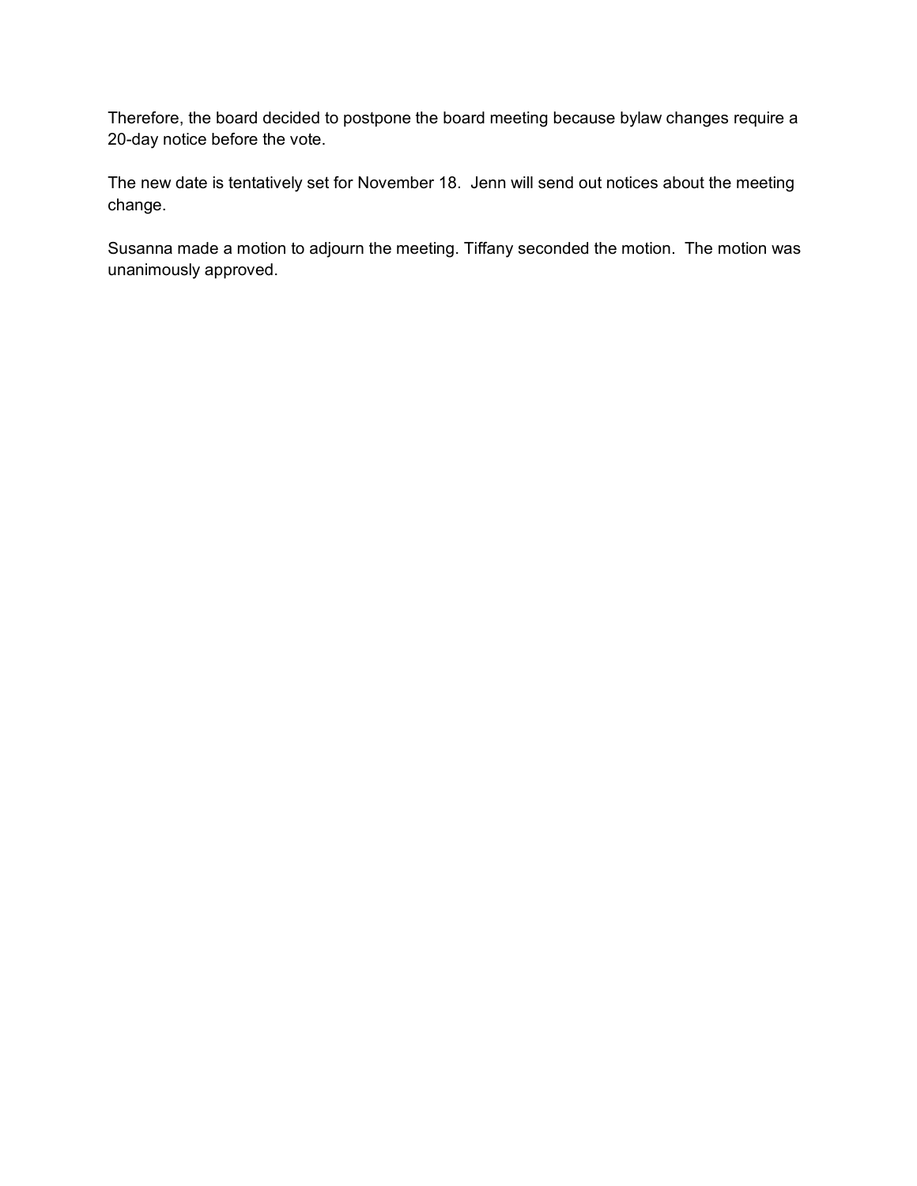Therefore, the board decided to postpone the board meeting because bylaw changes require a 20-day notice before the vote.

The new date is tentatively set for November 18. Jenn will send out notices about the meeting change.

Susanna made a motion to adjourn the meeting. Tiffany seconded the motion. The motion was unanimously approved.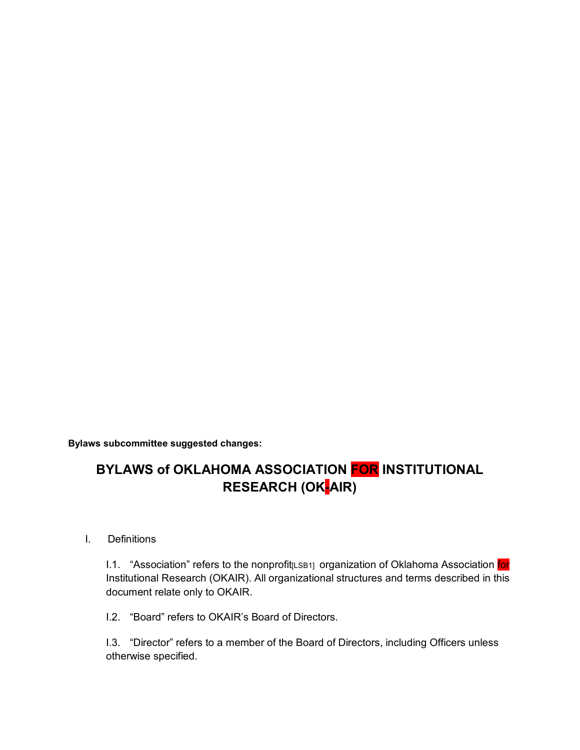**Bylaws subcommittee suggested changes:**

# BYLAWS of OKLAHOMA ASSOCIATION FOR INSTITUTIONAL RESEARCH (OK-AIR)

I. Definitions

I.1. "Association" refers to the nonprofit[LSB1] organization of Oklahoma Association for Institutional Research (OKAIR). All organizational structures and terms described in this document relate only to OKAIR.

I.2. "Board" refers to OKAIR's Board of Directors.

I.3. "Director" refers to a member of the Board of Directors, including Officers unless otherwise specified.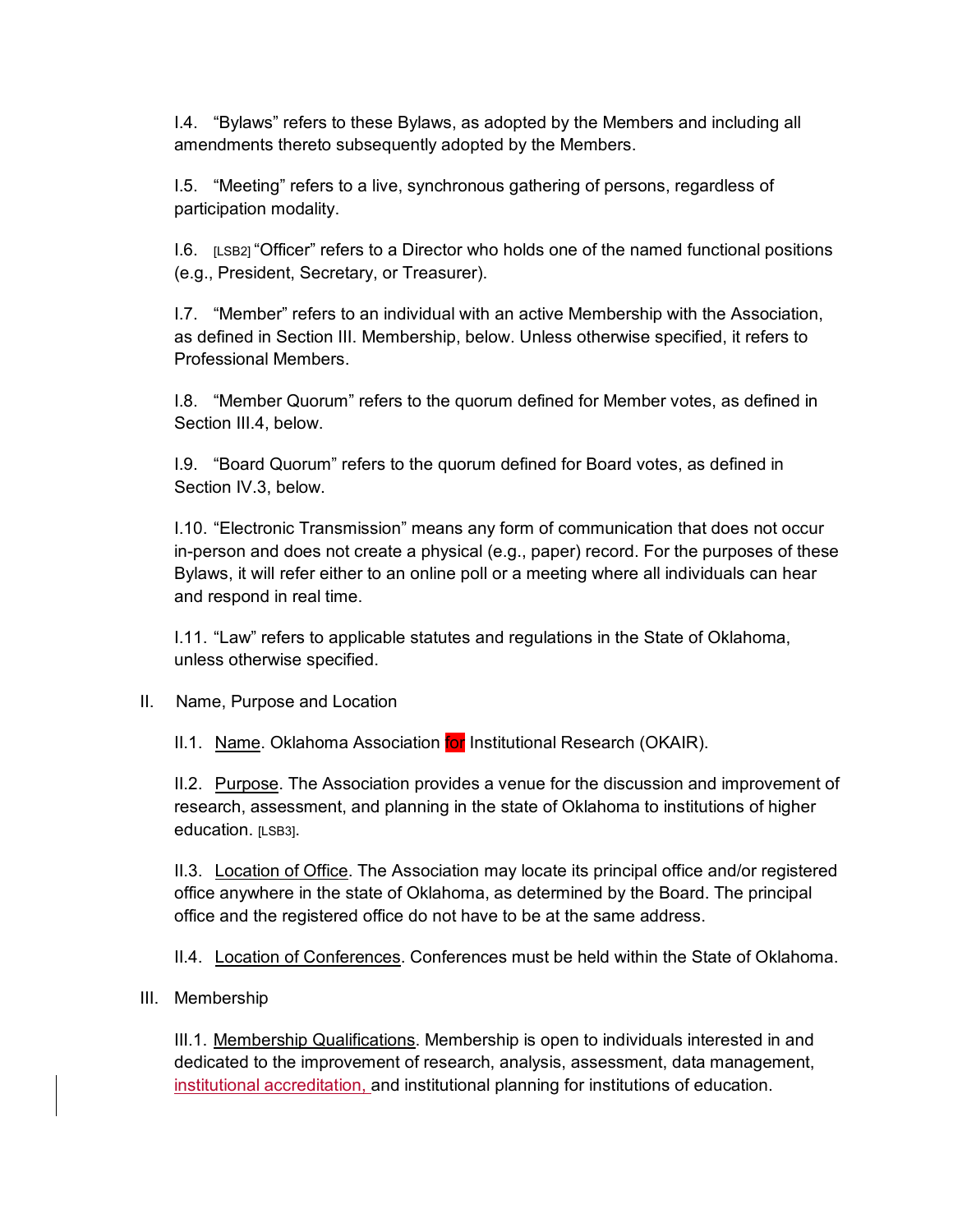I.4. "Bylaws" refers to these Bylaws, as adopted by the Members and including all amendments thereto subsequently adopted by the Members.

I.5. "Meeting" refers to a live, synchronous gathering of persons, regardless of participation modality.

I.6. [LSB2] "Officer" refers to a Director who holds one of the named functional positions (e.g., President, Secretary, or Treasurer).

I.7. "Member" refers to an individual with an active Membership with the Association, as defined in Section III. Membership, below. Unless otherwise specified, it refers to Professional Members.

I.8. "Member Quorum" refers to the quorum defined for Member votes, as defined in Section III.4, below.

I.9. "Board Quorum" refers to the quorum defined for Board votes, as defined in Section IV.3, below.

I.10. "Electronic Transmission" means any form of communication that does not occur in-person and does not create a physical (e.g., paper) record. For the purposes of these Bylaws, it will refer either to an online poll or a meeting where all individuals can hear and respond in real time.

I.11. "Law" refers to applicable statutes and regulations in the State of Oklahoma, unless otherwise specified.

II. Name, Purpose and Location

II.1. Name. Oklahoma Association for Institutional Research (OKAIR).

II.2. Purpose. The Association provides a venue for the discussion and improvement of research, assessment, and planning in the state of Oklahoma to institutions of higher education. [LSB3].

II.3. Location of Office. The Association may locate its principal office and/or registered office anywhere in the state of Oklahoma, as determined by the Board. The principal office and the registered office do not have to be at the same address.

II.4. Location of Conferences. Conferences must be held within the State of Oklahoma.

III. Membership

III.1. Membership Qualifications. Membership is open to individuals interested in and dedicated to the improvement of research, analysis, assessment, data management, institutional accreditation, and institutional planning for institutions of education.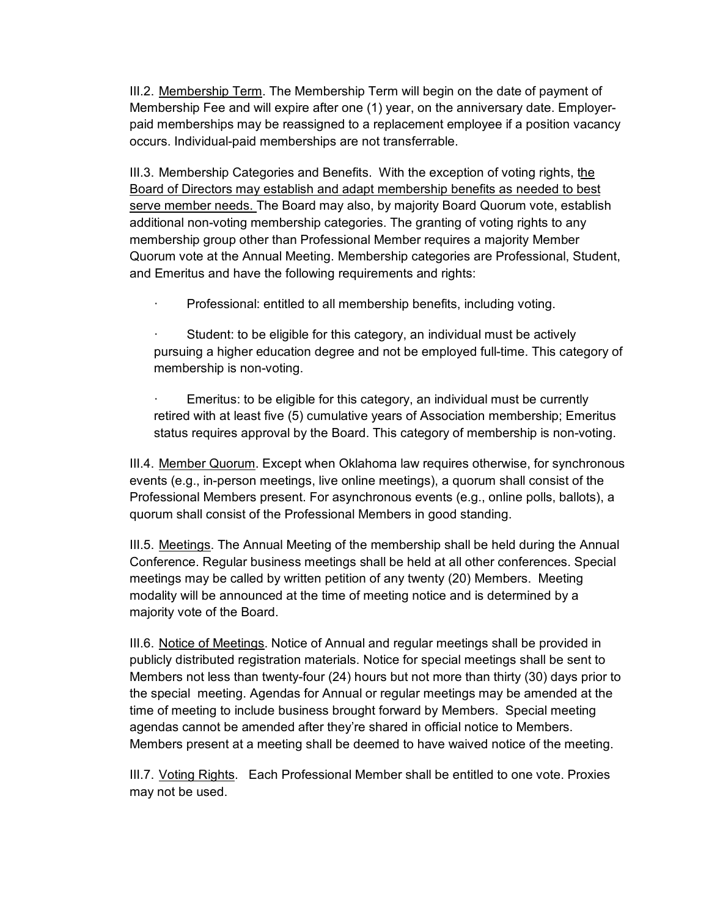III.2. Membership Term. The Membership Term will begin on the date of payment of Membership Fee and will expire after one (1) year, on the anniversary date. Employer-paid memberships may be reassigned to a replacement employee if a position vacancy occurs. Individual-paid memberships are not transferrable.

III.3. Membership Categories and Benefits. With the exception of voting rights, the Board of Directors may establish and adapt membership benefits as needed to best serve member needs. The Board may also, by majority Board Quorum vote, establish additional non-voting membership categories. The granting of voting rights to any membership group other than Professional Member requires a majority Member Quorum vote at the Annual Meeting. Membership categories are Professional, Student, and Emeritus and have the following requirements and rights:

- Professional: entitled to all membership benefits, including voting.
- Student: to be eligible for this category, an individual must be actively pursuing a higher education degree and not be employed full-time. This category of membership is non-voting.
- Emeritus: to be eligible for this category, an individual must be currently retired with at least five (5) cumulative years of Association membership; Emeritus status requires approval by the Board. This category of membership is non-voting.

III.4. Member Quorum. Except when Oklahoma law requires otherwise, for synchronous events (e.g., in-person meetings, live online meetings), a quorum shall consist of the Professional Members present. For asynchronous events (e.g., online polls, ballots), a quorum shall consist of the Professional Members in good standing.

III.5. Meetings. The Annual Meeting of the membership shall be held during the Annual Conference. Regular business meetings shall be held at all other conferences. Special meetings may be called by written petition of any twenty (20) Members. Meeting modality will be announced at the time of meeting notice and is determined by a majority vote of the Board.

III.6. Notice of Meetings. Notice of Annual and regular meetings shall be provided in publicly distributed registration materials. Notice for special meetings shall be sent to Members not less than twenty-four (24) hours but not more than thirty (30) days prior to the special meeting. Agendas for Annual or regular meetings may be amended at the time of meeting to include business brought forward by Members. Special meeting agendas cannot be amended after they're shared in official notice to Members. Members present at a meeting shall be deemed to have waived notice of the meeting.

III.7. Voting Rights. Each Professional Member shall be entitled to one vote. Proxies may not be used.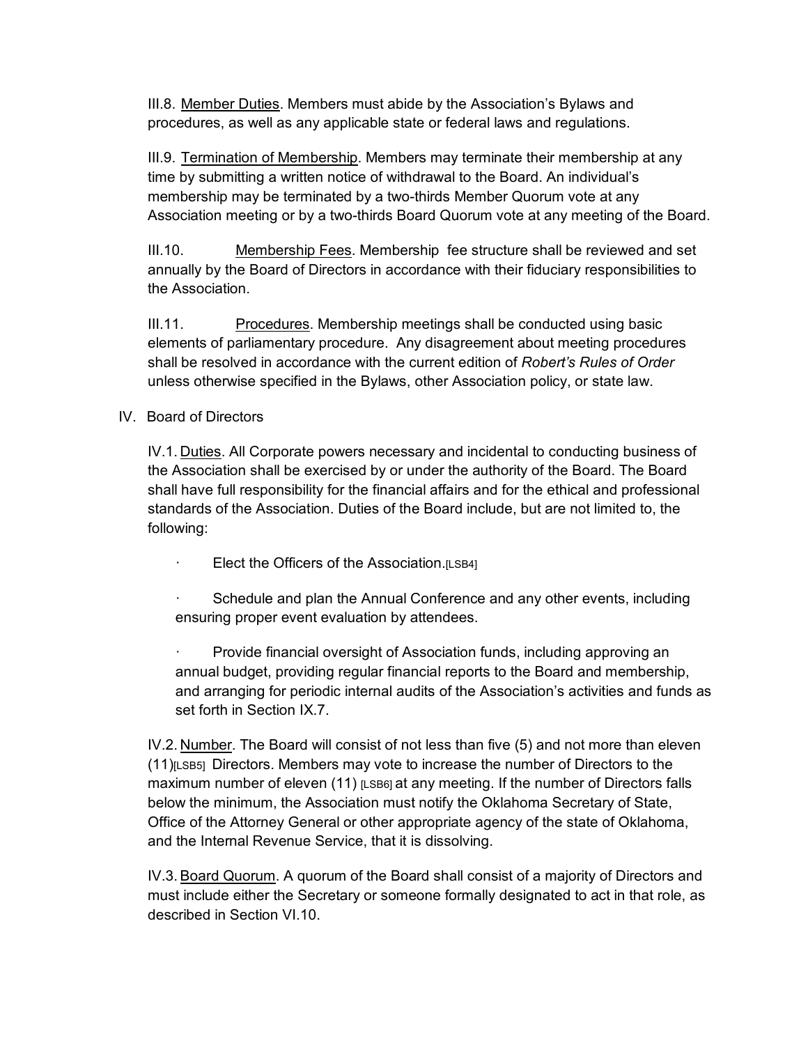III.8. <u>Member Duties</u>. Members must abide by the Association's Bylaws and procedures, as well as any applicable state or federal laws and regulations.

III.9. <u>Termination of Membership</u>. Members may terminate their membership at any time by submitting a written notice of withdrawal to the Board. An individual's membership may be terminated by a two-thirds Member Quorum vote at any Association meeting or by a two-thirds Board Quorum vote at any meeting of the Board.

III.10. <u>Membership Fees</u>. Membership fee structure shall be reviewed and set annually by the Board of Directors in accordance with their fiduciary responsibilities to the Association.

III.11. <u>Procedures</u>. Membership meetings shall be conducted using basic elements of parliamentary procedure. Any disagreement about meeting procedures shall be resolved in accordance with the current edition of *Robert's Rules of Order* unless otherwise specified in the Bylaws, other Association policy, or state law.

## IV. Board of Directors

IV.1. <u>Duties</u>. All Corporate powers necessary and incidental to conducting business of the Association shall be exercised by or under the authority of the Board. The Board shall have full responsibility for the financial affairs and for the ethical and professional standards of the Association. Duties of the Board include, but are not limited to, the following:

- Elect the Officers of the Association.[LSB4]
- Schedule and plan the Annual Conference and any other events, including ensuring proper event evaluation by attendees.
- Provide financial oversight of Association funds, including approving an annual budget, providing regular financial reports to the Board and membership, and arranging for periodic internal audits of the Association's activities and funds as set forth in Section IX.7.

IV.2. <u>Number</u>. The Board will consist of not less than five (5) and not more than eleven (11)[LSB5] Directors. Members may vote to increase the number of Directors to the maximum number of eleven (11) [LSB6] at any meeting. If the number of Directors falls below the minimum, the Association must notify the Oklahoma Secretary of State, Office of the Attorney General or other appropriate agency of the state of Oklahoma, and the Internal Revenue Service, that it is dissolving.

IV.3. <u>Board Quorum</u>. A quorum of the Board shall consist of a majority of Directors and must include either the Secretary or someone formally designated to act in that role, as described in Section VI.10.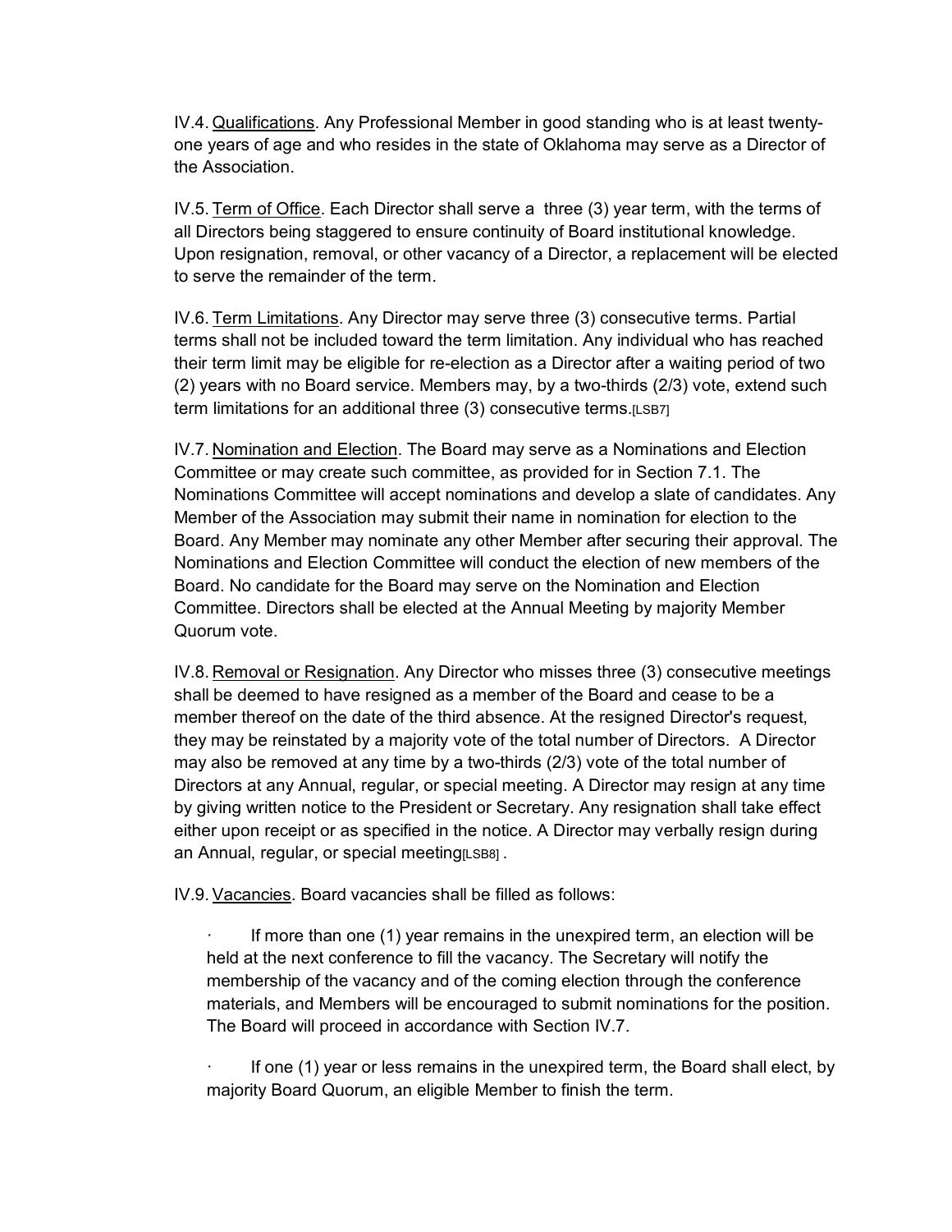IV.4. Qualifications. Any Professional Member in good standing who is at least twenty-one years of age and who resides in the state of Oklahoma may serve as a Director of the Association.

IV.5. Term of Office. Each Director shall serve a three (3) year term, with the terms of all Directors being staggered to ensure continuity of Board institutional knowledge. Upon resignation, removal, or other vacancy of a Director, a replacement will be elected to serve the remainder of the term.

IV.6. Term Limitations. Any Director may serve three (3) consecutive terms. Partial terms shall not be included toward the term limitation. Any individual who has reached their term limit may be eligible for re-election as a Director after a waiting period of two (2) years with no Board service. Members may, by a two-thirds (2/3) vote, extend such term limitations for an additional three (3) consecutive terms.[LSB7]

IV.7. Nomination and Election. The Board may serve as a Nominations and Election Committee or may create such committee, as provided for in Section 7.1. The Nominations Committee will accept nominations and develop a slate of candidates. Any Member of the Association may submit their name in nomination for election to the Board. Any Member may nominate any other Member after securing their approval. The Nominations and Election Committee will conduct the election of new members of the Board. No candidate for the Board may serve on the Nomination and Election Committee. Directors shall be elected at the Annual Meeting by majority Member Quorum vote.

IV.8. Removal or Resignation. Any Director who misses three (3) consecutive meetings shall be deemed to have resigned as a member of the Board and cease to be a member thereof on the date of the third absence. At the resigned Director's request, they may be reinstated by a majority vote of the total number of Directors. A Director may also be removed at any time by a two-thirds (2/3) vote of the total number of Directors at any Annual, regular, or special meeting. A Director may resign at any time by giving written notice to the President or Secretary. Any resignation shall take effect either upon receipt or as specified in the notice. A Director may verbally resign during an Annual, regular, or special meeting[LSB8] .

IV.9. Vacancies. Board vacancies shall be filled as follows:

- If more than one (1) year remains in the unexpired term, an election will be held at the next conference to fill the vacancy. The Secretary will notify the membership of the vacancy and of the coming election through the conference materials, and Members will be encouraged to submit nominations for the position. The Board will proceed in accordance with Section IV.7.

- If one (1) year or less remains in the unexpired term, the Board shall elect, by majority Board Quorum, an eligible Member to finish the term.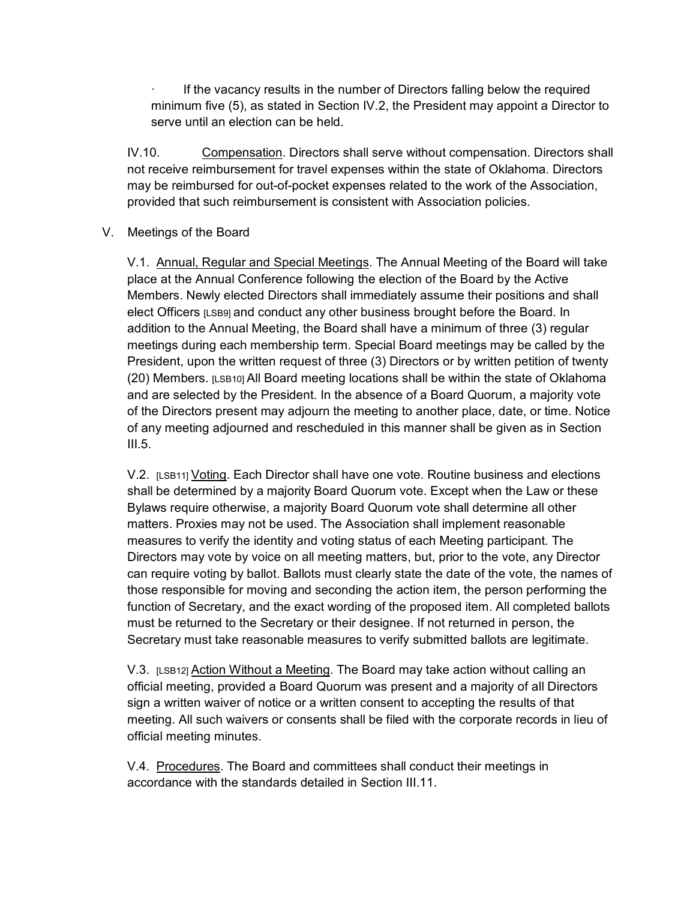· If the vacancy results in the number of Directors falling below the required minimum five (5), as stated in Section IV.2, the President may appoint a Director to serve until an election can be held.

IV.10. Compensation. Directors shall serve without compensation. Directors shall not receive reimbursement for travel expenses within the state of Oklahoma. Directors may be reimbursed for out-of-pocket expenses related to the work of the Association, provided that such reimbursement is consistent with Association policies.

V. Meetings of the Board

V.1. Annual, Regular and Special Meetings. The Annual Meeting of the Board will take place at the Annual Conference following the election of the Board by the Active Members. Newly elected Directors shall immediately assume their positions and shall elect Officers [LSB9] and conduct any other business brought before the Board. In addition to the Annual Meeting, the Board shall have a minimum of three (3) regular meetings during each membership term. Special Board meetings may be called by the President, upon the written request of three (3) Directors or by written petition of twenty (20) Members. [LSB10] All Board meeting locations shall be within the state of Oklahoma and are selected by the President. In the absence of a Board Quorum, a majority vote of the Directors present may adjourn the meeting to another place, date, or time. Notice of any meeting adjourned and rescheduled in this manner shall be given as in Section III.5.

V.2. [LSB11] Voting. Each Director shall have one vote. Routine business and elections shall be determined by a majority Board Quorum vote. Except when the Law or these Bylaws require otherwise, a majority Board Quorum vote shall determine all other matters. Proxies may not be used. The Association shall implement reasonable measures to verify the identity and voting status of each Meeting participant. The Directors may vote by voice on all meeting matters, but, prior to the vote, any Director can require voting by ballot. Ballots must clearly state the date of the vote, the names of those responsible for moving and seconding the action item, the person performing the function of Secretary, and the exact wording of the proposed item. All completed ballots must be returned to the Secretary or their designee. If not returned in person, the Secretary must take reasonable measures to verify submitted ballots are legitimate.

V.3. [LSB12] Action Without a Meeting. The Board may take action without calling an official meeting, provided a Board Quorum was present and a majority of all Directors sign a written waiver of notice or a written consent to accepting the results of that meeting. All such waivers or consents shall be filed with the corporate records in lieu of official meeting minutes.

V.4. Procedures. The Board and committees shall conduct their meetings in accordance with the standards detailed in Section III.11.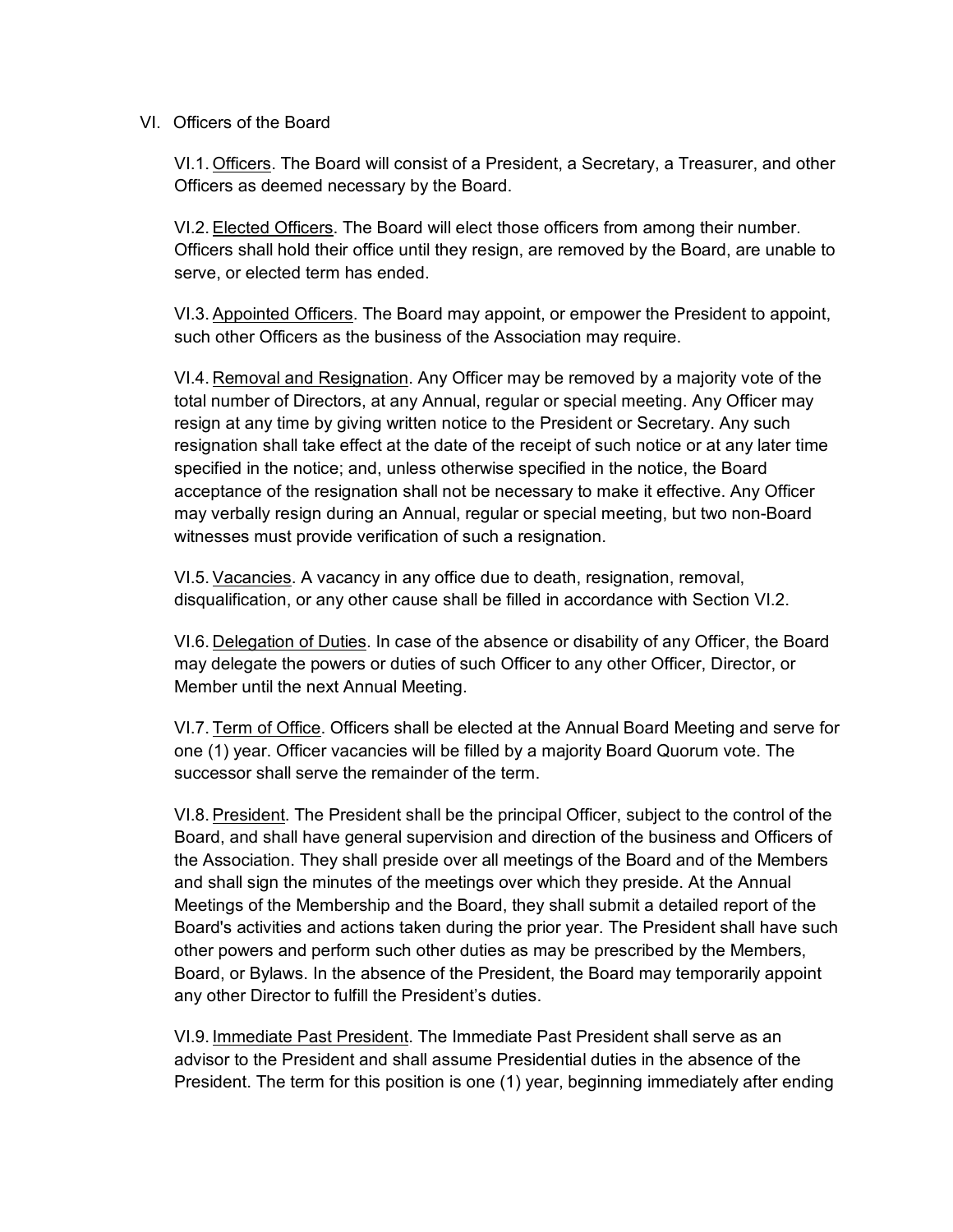## VI. Officers of the Board

VI.1. Officers. The Board will consist of a President, a Secretary, a Treasurer, and other Officers as deemed necessary by the Board.

VI.2. Elected Officers. The Board will elect those officers from among their number. Officers shall hold their office until they resign, are removed by the Board, are unable to serve, or elected term has ended.

VI.3. Appointed Officers. The Board may appoint, or empower the President to appoint, such other Officers as the business of the Association may require.

VI.4. Removal and Resignation. Any Officer may be removed by a majority vote of the total number of Directors, at any Annual, regular or special meeting. Any Officer may resign at any time by giving written notice to the President or Secretary. Any such resignation shall take effect at the date of the receipt of such notice or at any later time specified in the notice; and, unless otherwise specified in the notice, the Board acceptance of the resignation shall not be necessary to make it effective. Any Officer may verbally resign during an Annual, regular or special meeting, but two non-Board witnesses must provide verification of such a resignation.

VI.5. Vacancies. A vacancy in any office due to death, resignation, removal, disqualification, or any other cause shall be filled in accordance with Section VI.2.

VI.6. Delegation of Duties. In case of the absence or disability of any Officer, the Board may delegate the powers or duties of such Officer to any other Officer, Director, or Member until the next Annual Meeting.

VI.7. Term of Office. Officers shall be elected at the Annual Board Meeting and serve for one (1) year. Officer vacancies will be filled by a majority Board Quorum vote. The successor shall serve the remainder of the term.

VI.8. President. The President shall be the principal Officer, subject to the control of the Board, and shall have general supervision and direction of the business and Officers of the Association. They shall preside over all meetings of the Board and of the Members and shall sign the minutes of the meetings over which they preside. At the Annual Meetings of the Membership and the Board, they shall submit a detailed report of the Board's activities and actions taken during the prior year. The President shall have such other powers and perform such other duties as may be prescribed by the Members, Board, or Bylaws. In the absence of the President, the Board may temporarily appoint any other Director to fulfill the President's duties.

VI.9. Immediate Past President. The Immediate Past President shall serve as an advisor to the President and shall assume Presidential duties in the absence of the President. The term for this position is one (1) year, beginning immediately after ending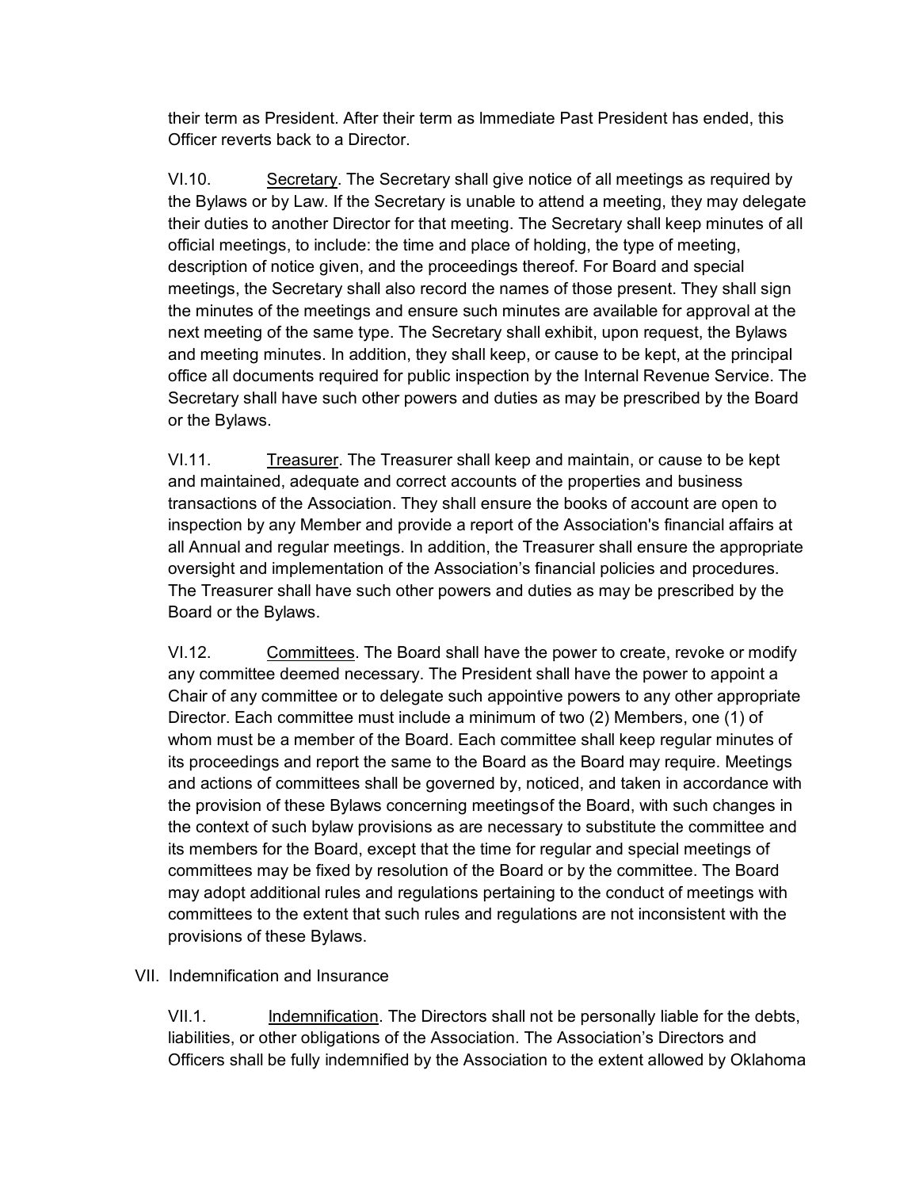their term as President. After their term as Immediate Past President has ended, this Officer reverts back to a Director.

VI.10. Secretary. The Secretary shall give notice of all meetings as required by the Bylaws or by Law. If the Secretary is unable to attend a meeting, they may delegate their duties to another Director for that meeting. The Secretary shall keep minutes of all official meetings, to include: the time and place of holding, the type of meeting, description of notice given, and the proceedings thereof. For Board and special meetings, the Secretary shall also record the names of those present. They shall sign the minutes of the meetings and ensure such minutes are available for approval at the next meeting of the same type. The Secretary shall exhibit, upon request, the Bylaws and meeting minutes. In addition, they shall keep, or cause to be kept, at the principal office all documents required for public inspection by the Internal Revenue Service. The Secretary shall have such other powers and duties as may be prescribed by the Board or the Bylaws.

VI.11. Treasurer. The Treasurer shall keep and maintain, or cause to be kept and maintained, adequate and correct accounts of the properties and business transactions of the Association. They shall ensure the books of account are open to inspection by any Member and provide a report of the Association's financial affairs at all Annual and regular meetings. In addition, the Treasurer shall ensure the appropriate oversight and implementation of the Association's financial policies and procedures. The Treasurer shall have such other powers and duties as may be prescribed by the Board or the Bylaws.

VI.12. Committees. The Board shall have the power to create, revoke or modify any committee deemed necessary. The President shall have the power to appoint a Chair of any committee or to delegate such appointive powers to any other appropriate Director. Each committee must include a minimum of two (2) Members, one (1) of whom must be a member of the Board. Each committee shall keep regular minutes of its proceedings and report the same to the Board as the Board may require. Meetings and actions of committees shall be governed by, noticed, and taken in accordance with the provision of these Bylaws concerning meetingsof the Board, with such changes in the context of such bylaw provisions as are necessary to substitute the committee and its members for the Board, except that the time for regular and special meetings of committees may be fixed by resolution of the Board or by the committee. The Board may adopt additional rules and regulations pertaining to the conduct of meetings with committees to the extent that such rules and regulations are not inconsistent with the provisions of these Bylaws.

## VII. Indemnification and Insurance

VII.1. Indemnification. The Directors shall not be personally liable for the debts, liabilities, or other obligations of the Association. The Association's Directors and Officers shall be fully indemnified by the Association to the extent allowed by Oklahoma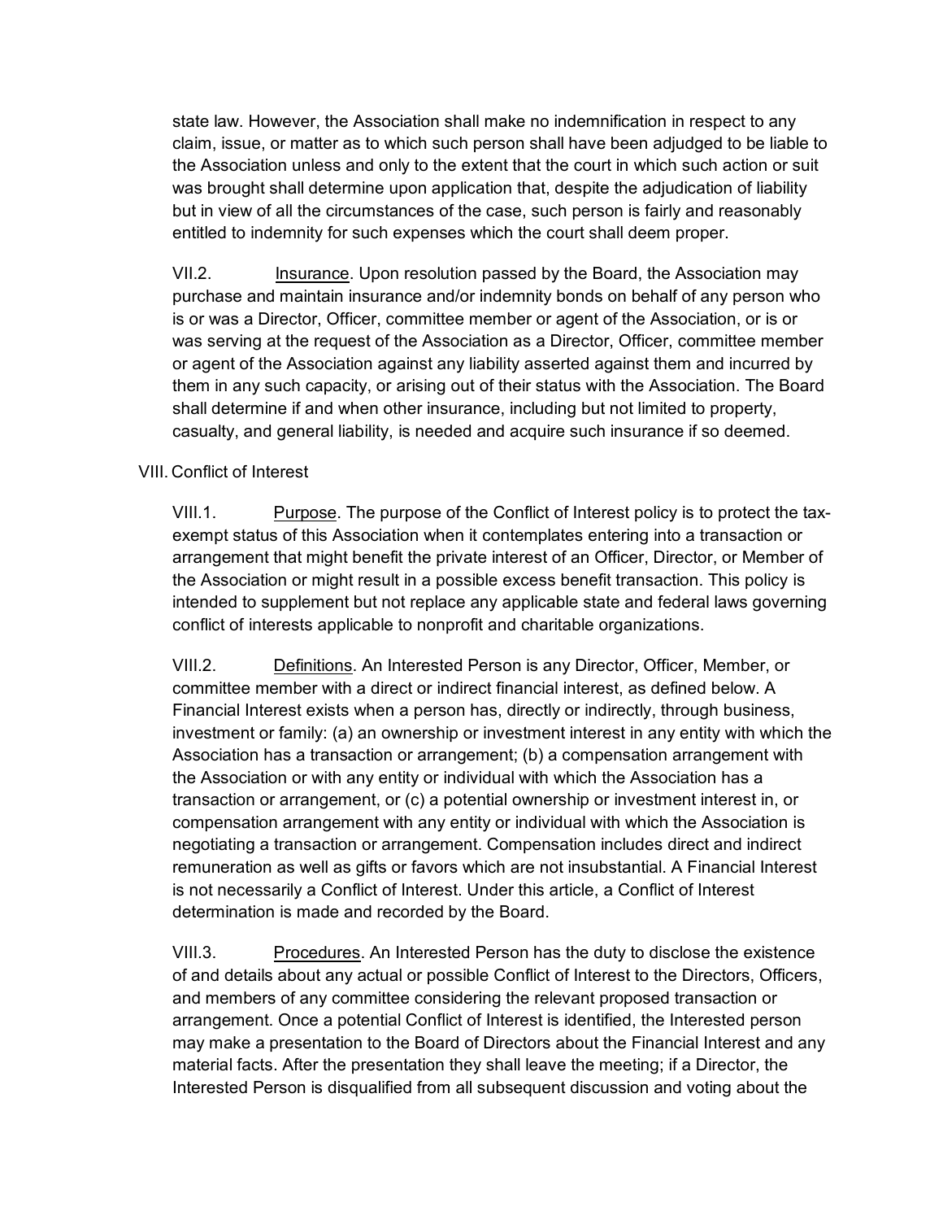state law. However, the Association shall make no indemnification in respect to any claim, issue, or matter as to which such person shall have been adjudged to be liable to the Association unless and only to the extent that the court in which such action or suit was brought shall determine upon application that, despite the adjudication of liability but in view of all the circumstances of the case, such person is fairly and reasonably entitled to indemnity for such expenses which the court shall deem proper.

VII.2. Insurance. Upon resolution passed by the Board, the Association may purchase and maintain insurance and/or indemnity bonds on behalf of any person who is or was a Director, Officer, committee member or agent of the Association, or is or was serving at the request of the Association as a Director, Officer, committee member or agent of the Association against any liability asserted against them and incurred by them in any such capacity, or arising out of their status with the Association. The Board shall determine if and when other insurance, including but not limited to property, casualty, and general liability, is needed and acquire such insurance if so deemed.

## VIII. Conflict of Interest

VIII.1. Purpose. The purpose of the Conflict of Interest policy is to protect the tax-exempt status of this Association when it contemplates entering into a transaction or arrangement that might benefit the private interest of an Officer, Director, or Member of the Association or might result in a possible excess benefit transaction. This policy is intended to supplement but not replace any applicable state and federal laws governing conflict of interests applicable to nonprofit and charitable organizations.

VIII.2. Definitions. An Interested Person is any Director, Officer, Member, or committee member with a direct or indirect financial interest, as defined below. A Financial Interest exists when a person has, directly or indirectly, through business, investment or family: (a) an ownership or investment interest in any entity with which the Association has a transaction or arrangement; (b) a compensation arrangement with the Association or with any entity or individual with which the Association has a transaction or arrangement, or (c) a potential ownership or investment interest in, or compensation arrangement with any entity or individual with which the Association is negotiating a transaction or arrangement. Compensation includes direct and indirect remuneration as well as gifts or favors which are not insubstantial. A Financial Interest is not necessarily a Conflict of Interest. Under this article, a Conflict of Interest determination is made and recorded by the Board.

VIII.3. Procedures. An Interested Person has the duty to disclose the existence of and details about any actual or possible Conflict of Interest to the Directors, Officers, and members of any committee considering the relevant proposed transaction or arrangement. Once a potential Conflict of Interest is identified, the Interested person may make a presentation to the Board of Directors about the Financial Interest and any material facts. After the presentation they shall leave the meeting; if a Director, the Interested Person is disqualified from all subsequent discussion and voting about the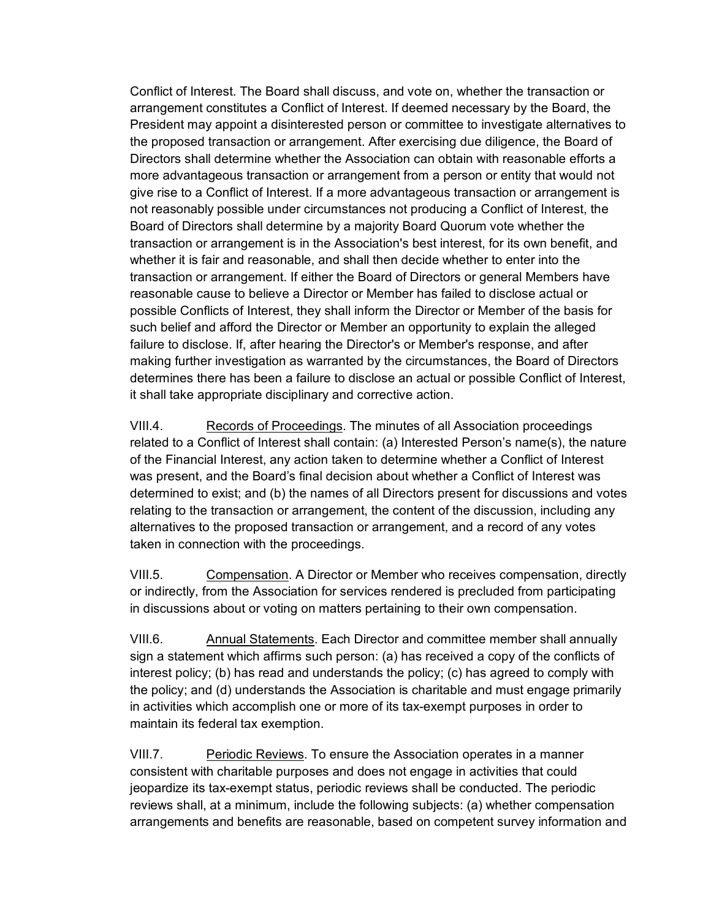Conflict of Interest. The Board shall discuss, and vote on, whether the transaction or arrangement constitutes a Conflict of Interest. If deemed necessary by the Board, the President may appoint a disinterested person or committee to investigate alternatives to the proposed transaction or arrangement. After exercising due diligence, the Board of Directors shall determine whether the Association can obtain with reasonable efforts a more advantageous transaction or arrangement from a person or entity that would not give rise to a Conflict of Interest. If a more advantageous transaction or arrangement is not reasonably possible under circumstances not producing a Conflict of Interest, the Board of Directors shall determine by a majority Board Quorum vote whether the transaction or arrangement is in the Association's best interest, for its own benefit, and whether it is fair and reasonable, and shall then decide whether to enter into the transaction or arrangement. If either the Board of Directors or general Members have reasonable cause to believe a Director or Member has failed to disclose actual or possible Conflicts of Interest, they shall inform the Director or Member of the basis for such belief and afford the Director or Member an opportunity to explain the alleged failure to disclose. If, after hearing the Director's or Member's response, and after making further investigation as warranted by the circumstances, the Board of Directors determines there has been a failure to disclose an actual or possible Conflict of Interest, it shall take appropriate disciplinary and corrective action.

VIII.4. Records of Proceedings. The minutes of all Association proceedings related to a Conflict of Interest shall contain: (a) Interested Person's name(s), the nature of the Financial Interest, any action taken to determine whether a Conflict of Interest was present, and the Board's final decision about whether a Conflict of Interest was determined to exist; and (b) the names of all Directors present for discussions and votes relating to the transaction or arrangement, the content of the discussion, including any alternatives to the proposed transaction or arrangement, and a record of any votes taken in connection with the proceedings.

VIII.5. Compensation. A Director or Member who receives compensation, directly or indirectly, from the Association for services rendered is precluded from participating in discussions about or voting on matters pertaining to their own compensation.

VIII.6. Annual Statements. Each Director and committee member shall annually sign a statement which affirms such person: (a) has received a copy of the conflicts of interest policy; (b) has read and understands the policy; (c) has agreed to comply with the policy; and (d) understands the Association is charitable and must engage primarily in activities which accomplish one or more of its tax-exempt purposes in order to maintain its federal tax exemption.

VIII.7. Periodic Reviews. To ensure the Association operates in a manner consistent with charitable purposes and does not engage in activities that could jeopardize its tax-exempt status, periodic reviews shall be conducted. The periodic reviews shall, at a minimum, include the following subjects: (a) whether compensation arrangements and benefits are reasonable, based on competent survey information and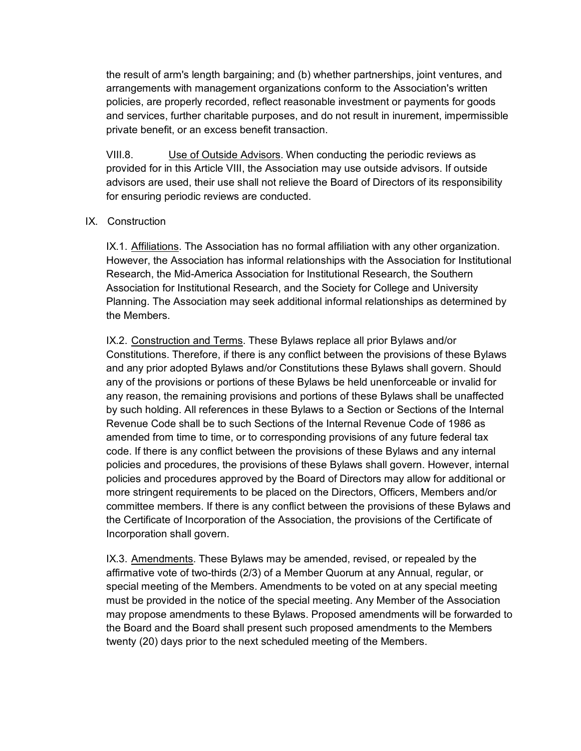the result of arm's length bargaining; and (b) whether partnerships, joint ventures, and arrangements with management organizations conform to the Association's written policies, are properly recorded, reflect reasonable investment or payments for goods and services, further charitable purposes, and do not result in inurement, impermissible private benefit, or an excess benefit transaction.

VIII.8. Use of Outside Advisors. When conducting the periodic reviews as provided for in this Article VIII, the Association may use outside advisors. If outside advisors are used, their use shall not relieve the Board of Directors of its responsibility for ensuring periodic reviews are conducted.

## IX. Construction

IX.1. Affiliations. The Association has no formal affiliation with any other organization. However, the Association has informal relationships with the Association for Institutional Research, the Mid-America Association for Institutional Research, the Southern Association for Institutional Research, and the Society for College and University Planning. The Association may seek additional informal relationships as determined by the Members.

IX.2. Construction and Terms. These Bylaws replace all prior Bylaws and/or Constitutions. Therefore, if there is any conflict between the provisions of these Bylaws and any prior adopted Bylaws and/or Constitutions these Bylaws shall govern. Should any of the provisions or portions of these Bylaws be held unenforceable or invalid for any reason, the remaining provisions and portions of these Bylaws shall be unaffected by such holding. All references in these Bylaws to a Section or Sections of the Internal Revenue Code shall be to such Sections of the Internal Revenue Code of 1986 as amended from time to time, or to corresponding provisions of any future federal tax code. If there is any conflict between the provisions of these Bylaws and any internal policies and procedures, the provisions of these Bylaws shall govern. However, internal policies and procedures approved by the Board of Directors may allow for additional or more stringent requirements to be placed on the Directors, Officers, Members and/or committee members. If there is any conflict between the provisions of these Bylaws and the Certificate of Incorporation of the Association, the provisions of the Certificate of Incorporation shall govern.

IX.3. Amendments. These Bylaws may be amended, revised, or repealed by the affirmative vote of two-thirds (2/3) of a Member Quorum at any Annual, regular, or special meeting of the Members. Amendments to be voted on at any special meeting must be provided in the notice of the special meeting. Any Member of the Association may propose amendments to these Bylaws. Proposed amendments will be forwarded to the Board and the Board shall present such proposed amendments to the Members twenty (20) days prior to the next scheduled meeting of the Members.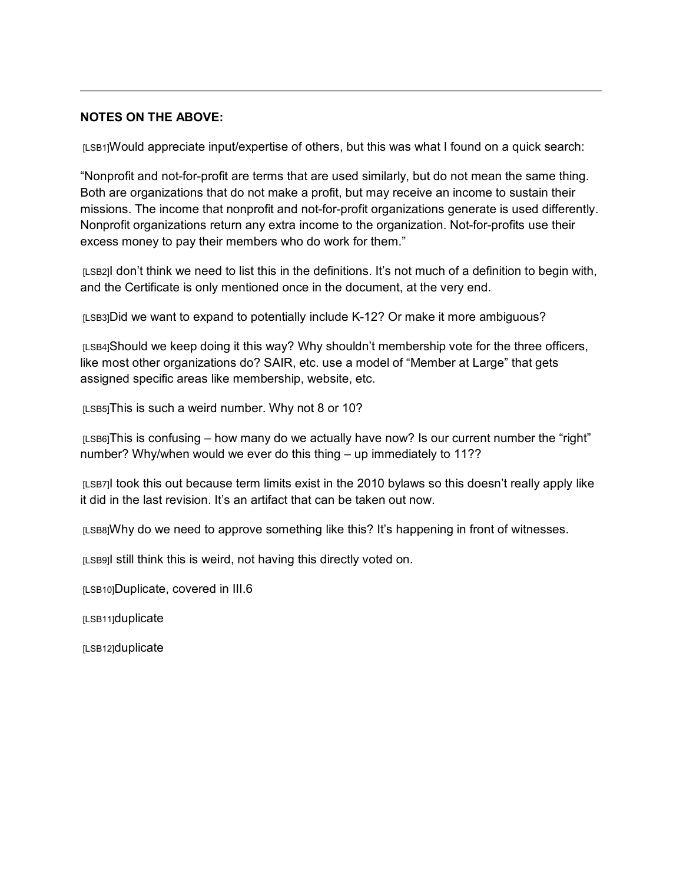---

**NOTES ON THE ABOVE:**

[LSB1]Would appreciate input/expertise of others, but this was what I found on a quick search:

"Nonprofit and not-for-profit are terms that are used similarly, but do not mean the same thing. Both are organizations that do not make a profit, but may receive an income to sustain their missions. The income that nonprofit and not-for-profit organizations generate is used differently. Nonprofit organizations return any extra income to the organization. Not-for-profits use their excess money to pay their members who do work for them."

[LSB2]I don't think we need to list this in the definitions. It's not much of a definition to begin with, and the Certificate is only mentioned once in the document, at the very end.

[LSB3]Did we want to expand to potentially include K-12? Or make it more ambiguous?

[LSB4]Should we keep doing it this way? Why shouldn't membership vote for the three officers, like most other organizations do? SAIR, etc. use a model of "Member at Large" that gets assigned specific areas like membership, website, etc.

[LSB5]This is such a weird number. Why not 8 or 10?

[LSB6]This is confusing – how many do we actually have now? Is our current number the "right" number? Why/when would we ever do this thing – up immediately to 11??

[LSB7]I took this out because term limits exist in the 2010 bylaws so this doesn't really apply like it did in the last revision. It's an artifact that can be taken out now.

[LSB8]Why do we need to approve something like this? It's happening in front of witnesses.

[LSB9]I still think this is weird, not having this directly voted on.

[LSB10]Duplicate, covered in III.6

[LSB11]duplicate

[LSB12]duplicate